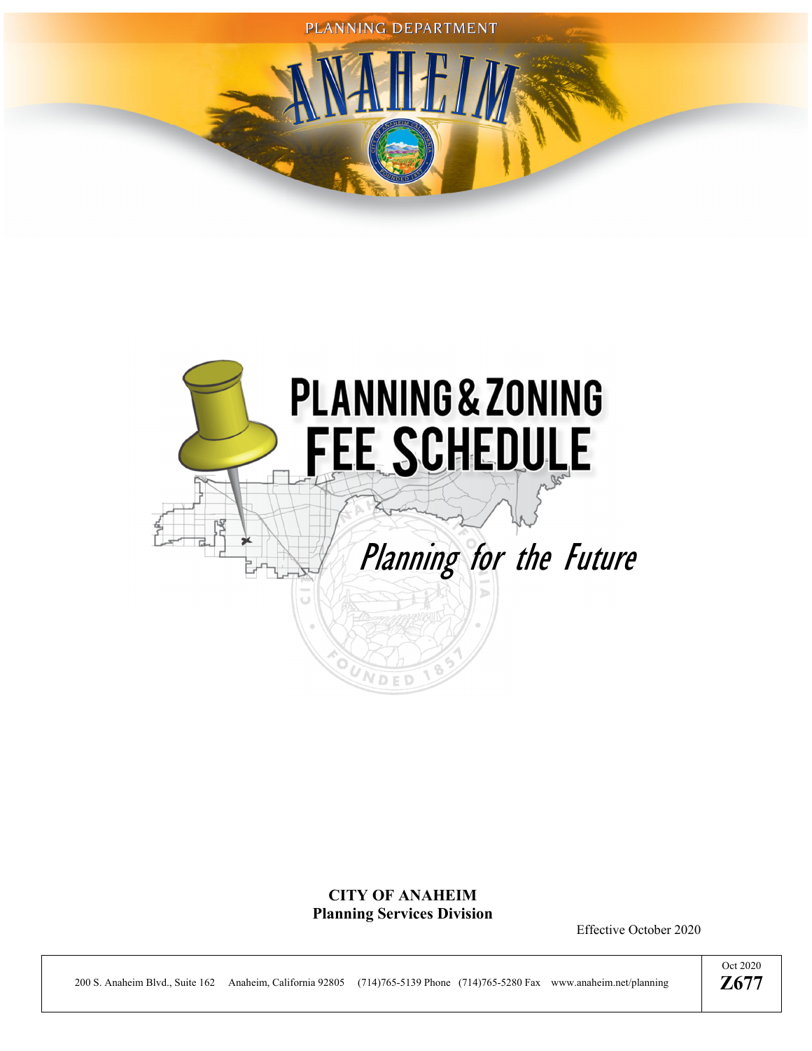PLANNING DEPARTMENT

# ANAHEIM

# PLANNING & ZONING FEE SCHEDULE

*Planning for the Future*

**CITY OF ANAHEIM**
**Planning Services Division**

Effective October 2020

200 S. Anaheim Blvd., Suite 162 Anaheim, California 92805 (714)765-5139 Phone (714)765-5280 Fax www.anaheim.net/planning

Oct 2020
**Z677**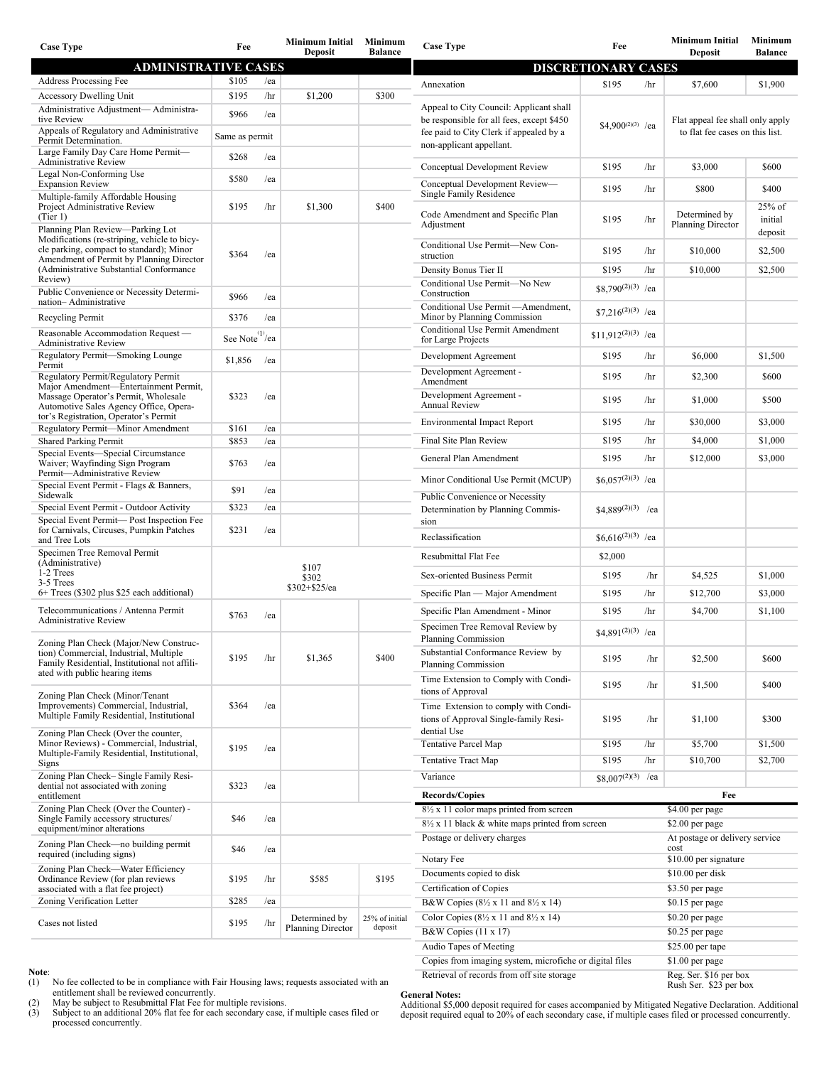| Case Type | Fee | | Minimum Initial Deposit | Minimum Balance |
|---|---|---|---|---|
| **ADMINISTRATIVE CASES** | | | | |
| Address Processing Fee | $105 | /ea | | |
| Accessory Dwelling Unit | $195 | /hr | $1,200 | $300 |
| Administrative Adjustment— Administrative Review | $966 | /ea | | |
| Appeals of Regulatory and Administrative Permit Determination. | Same as permit | | | |
| Large Family Day Care Home Permit—Administrative Review | $268 | /ea | | |
| Legal Non-Conforming Use Expansion Review | $580 | /ea | | |
| Multiple-family Affordable Housing Project Administrative Review (Tier 1) | $195 | /hr | $1,300 | $400 |
| Planning Plan Review—Parking Lot Modifications (re-striping, vehicle to bicycle parking, compact to standard); Minor Amendment of Permit by Planning Director (Administrative Substantial Conformance Review) | $364 | /ea | | |
| Public Convenience or Necessity Determination– Administrative | $966 | /ea | | |
| Recycling Permit | $376 | /ea | | |
| Reasonable Accommodation Request — Administrative Review | See Note [(1)] | /ea | | |
| Regulatory Permit—Smoking Lounge Permit | $1,856 | /ea | | |
| Regulatory Permit/Regulatory Permit Major Amendment—Entertainment Permit, Massage Operator's Permit, Wholesale Automotive Sales Agency Office, Operator's Registration, Operator's Permit | $323 | /ea | | |
| Regulatory Permit—Minor Amendment | $161 | /ea | | |
| Shared Parking Permit | $853 | /ea | | |
| Special Events—Special Circumstance Waiver; Wayfinding Sign Program Permit—Administrative Review | $763 | /ea | | |
| Special Event Permit - Flags & Banners, Sidewalk | $91 | /ea | | |
| Special Event Permit - Outdoor Activity | $323 | /ea | | |
| Special Event Permit— Post Inspection Fee for Carnivals, Circuses, Pumpkin Patches and Tree Lots | $231 | /ea | | |
| Specimen Tree Removal Permit (Administrative)<br>1-2 Trees<br>3-5 Trees<br>6+ Trees ($302 plus $25 each additional) | <br>$107<br>$302<br>$302+$25/ea | | | |
| Telecommunications / Antenna Permit Administrative Review | $763 | /ea | | |
| Zoning Plan Check (Major/New Construction) Commercial, Industrial, Multiple Family Residential, Institutional not affiliated with public hearing items | $195 | /hr | $1,365 | $400 |
| Zoning Plan Check (Minor/Tenant Improvements) Commercial, Industrial, Multiple Family Residential, Institutional | $364 | /ea | | |
| Zoning Plan Check (Over the counter, Minor Reviews) - Commercial, Industrial, Multiple-Family Residential, Institutional, Signs | $195 | /ea | | |
| Zoning Plan Check– Single Family Residential not associated with zoning entitlement | $323 | /ea | | |
| Zoning Plan Check (Over the Counter) - Single Family accessory structures/ equipment/minor alterations | $46 | /ea | | |
| Zoning Plan Check—no building permit required (including signs) | $46 | /ea | | |
| Zoning Plan Check—Water Efficiency Ordinance Review (for plan reviews associated with a flat fee project) | $195 | /hr | $585 | $195 |
| Zoning Verification Letter | $285 | /ea | | |
| Cases not listed | $195 | /hr | Determined by Planning Director | 25% of initial deposit |

**Note**:
(1) No fee collected to be in compliance with Fair Housing laws; requests associated with an entitlement shall be reviewed concurrently.
(2) May be subject to Resubmittal Flat Fee for multiple revisions.
(3) Subject to an additional 20% flat fee for each secondary case, if multiple cases filed or processed concurrently.

| Case Type | Fee | | Minimum Initial Deposit | Minimum Balance |
|---|---|---|---|---|
| **DISCRETIONARY CASES** | | | | |
| Annexation | $195 | /hr | $7,600 | $1,900 |
| Appeal to City Council: Applicant shall be responsible for all fees, except $450 fee paid to City Clerk if appealed by a non-applicant appellant. | $4,900[(2)(3)] | /ea | Flat appeal fee shall only apply to flat fee cases on this list. | |
| Conceptual Development Review | $195 | /hr | $3,000 | $600 |
| Conceptual Development Review—Single Family Residence | $195 | /hr | $800 | $400 |
| Code Amendment and Specific Plan Adjustment | $195 | /hr | Determined by Planning Director | 25% of initial deposit |
| Conditional Use Permit—New Construction | $195 | /hr | $10,000 | $2,500 |
| Density Bonus Tier II | $195 | /hr | $10,000 | $2,500 |
| Conditional Use Permit—No New Construction | $8,790[(2)(3)] | /ea | | |
| Conditional Use Permit —Amendment, Minor by Planning Commission | $7,216[(2)(3)] | /ea | | |
| Conditional Use Permit Amendment for Large Projects | $11,912[(2)(3)] | /ea | | |
| Development Agreement | $195 | /hr | $6,000 | $1,500 |
| Development Agreement - Amendment | $195 | /hr | $2,300 | $600 |
| Development Agreement - Annual Review | $195 | /hr | $1,000 | $500 |
| Environmental Impact Report | $195 | /hr | $30,000 | $3,000 |
| Final Site Plan Review | $195 | /hr | $4,000 | $1,000 |
| General Plan Amendment | $195 | /hr | $12,000 | $3,000 |
| Minor Conditional Use Permit (MCUP) | $6,057[(2)(3)] | /ea | | |
| Public Convenience or Necessity Determination by Planning Commission | $4,889[(2)(3)] | /ea | | |
| Reclassification | $6,616[(2)(3)] | /ea | | |
| Resubmittal Flat Fee | $2,000 | | | |
| Sex-oriented Business Permit | $195 | /hr | $4,525 | $1,000 |
| Specific Plan — Major Amendment | $195 | /hr | $12,700 | $3,000 |
| Specific Plan Amendment - Minor | $195 | /hr | $4,700 | $1,100 |
| Specimen Tree Removal Review by Planning Commission | $4,891[(2)(3)] | /ea | | |
| Substantial Conformance Review by Planning Commission | $195 | /hr | $2,500 | $600 |
| Time Extension to Comply with Conditions of Approval | $195 | /hr | $1,500 | $400 |
| Time Extension to comply with Conditions of Approval Single-family Residential Use | $195 | /hr | $1,100 | $300 |
| Tentative Parcel Map | $195 | /hr | $5,700 | $1,500 |
| Tentative Tract Map | $195 | /hr | $10,700 | $2,700 |
| Variance | $8,007[(2)(3)] | /ea | | |

| Records/Copies | Fee |
|---|---|
| 8½ x 11 color maps printed from screen | $4.00 per page |
| 8½ x 11 black & white maps printed from screen | $2.00 per page |
| Postage or delivery charges | At postage or delivery service cost |
| Notary Fee | $10.00 per signature |
| Documents copied to disk | $10.00 per disk |
| Certification of Copies | $3.50 per page |
| B&W Copies (8½ x 11 and 8½ x 14) | $0.15 per page |
| Color Copies (8½ x 11 and 8½ x 14) | $0.20 per page |
| B&W Copies (11 x 17) | $0.25 per page |
| Audio Tapes of Meeting | $25.00 per tape |
| Copies from imaging system, microfiche or digital files | $1.00 per page |
| Retrieval of records from off site storage | Reg. Ser. $16 per box<br>Rush Ser. $23 per box |

**General Notes:**
Additional $5,000 deposit required for cases accompanied by Mitigated Negative Declaration. Additional deposit required equal to 20% of each secondary case, if multiple cases filed or processed concurrently.